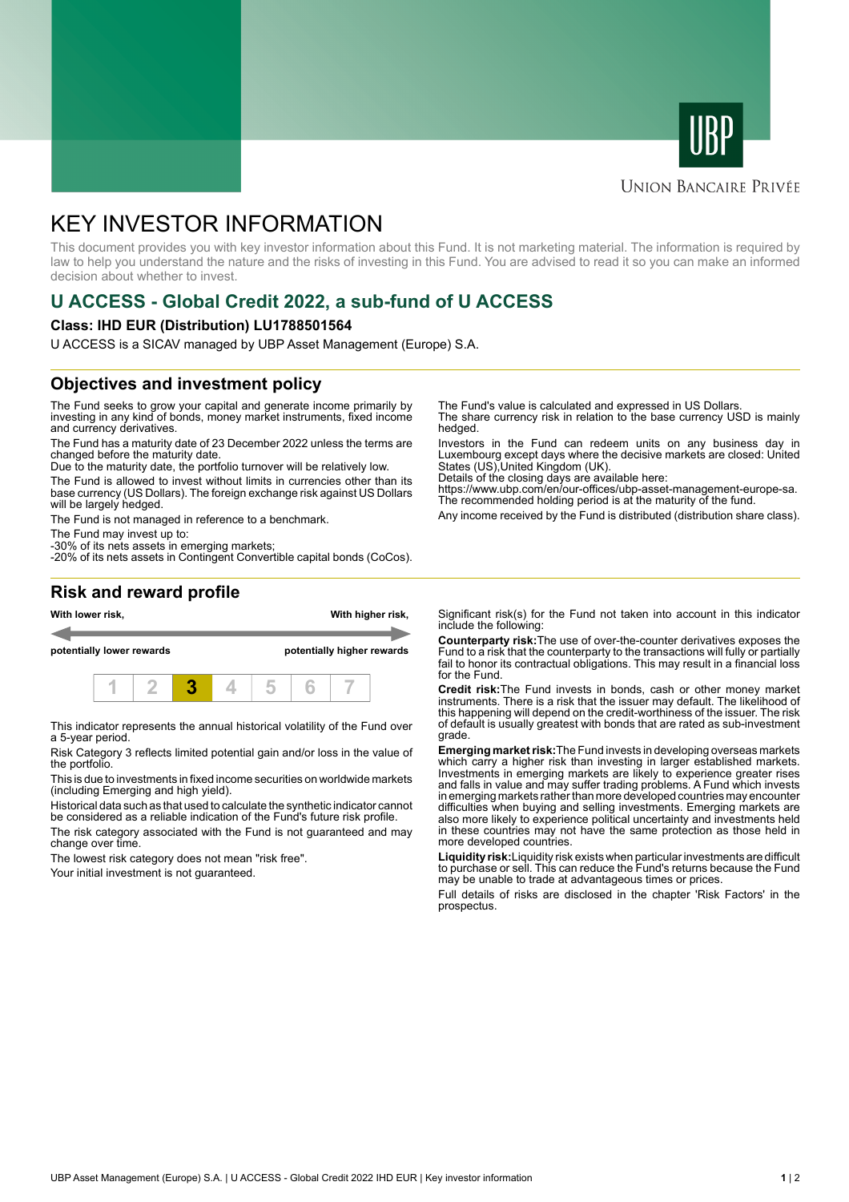UBP

Union Bancaire Privée

# KEY INVESTOR INFORMATION

This document provides you with key investor information about this Fund. It is not marketing material. The information is required by law to help you understand the nature and the risks of investing in this Fund. You are advised to read it so you can make an informed decision about whether to invest.

## U ACCESS - Global Credit 2022, a sub-fund of U ACCESS

**Class: IHD EUR (Distribution) LU1788501564**

U ACCESS is a SICAV managed by UBP Asset Management (Europe) S.A.

## Objectives and investment policy

The Fund seeks to grow your capital and generate income primarily by investing in any kind of bonds, money market instruments, fixed income and currency derivatives.

The Fund has a maturity date of 23 December 2022 unless the terms are changed before the maturity date.

Due to the maturity date, the portfolio turnover will be relatively low.

The Fund is allowed to invest without limits in currencies other than its base currency (US Dollars). The foreign exchange risk against US Dollars will be largely hedged.

The Fund is not managed in reference to a benchmark.

The Fund may invest up to:
-30% of its nets assets in emerging markets;
-20% of its nets assets in Contingent Convertible capital bonds (CoCos).

The Fund's value is calculated and expressed in US Dollars.
The share currency risk in relation to the base currency USD is mainly hedged.

Investors in the Fund can redeem units on any business day in Luxembourg except days where the decisive markets are closed: United States (US),United Kingdom (UK).
Details of the closing days are available here:
https://www.ubp.com/en/our-offices/ubp-asset-management-europe-sa.
The recommended holding period is at the maturity of the fund.

Any income received by the Fund is distributed (distribution share class).

## Risk and reward profile

**With lower risk,** — **With higher risk,**

**potentially lower rewards** — **potentially higher rewards**

| 1 | 2 | **3** | 4 | 5 | 6 | 7 |
|---|---|---|---|---|---|---|

This indicator represents the annual historical volatility of the Fund over a 5-year period.

Risk Category 3 reflects limited potential gain and/or loss in the value of the portfolio.

This is due to investments in fixed income securities on worldwide markets (including Emerging and high yield).

Historical data such as that used to calculate the synthetic indicator cannot be considered as a reliable indication of the Fund's future risk profile.

The risk category associated with the Fund is not guaranteed and may change over time.

The lowest risk category does not mean "risk free".

Your initial investment is not guaranteed.

Significant risk(s) for the Fund not taken into account in this indicator include the following:

**Counterparty risk:** The use of over-the-counter derivatives exposes the Fund to a risk that the counterparty to the transactions will fully or partially fail to honor its contractual obligations. This may result in a financial loss for the Fund.

**Credit risk:** The Fund invests in bonds, cash or other money market instruments. There is a risk that the issuer may default. The likelihood of this happening will depend on the credit-worthiness of the issuer. The risk of default is usually greatest with bonds that are rated as sub-investment grade.

**Emerging market risk:** The Fund invests in developing overseas markets which carry a higher risk than investing in larger established markets. Investments in emerging markets are likely to experience greater rises and falls in value and may suffer trading problems. A Fund which invests in emerging markets rather than more developed countries may encounter difficulties when buying and selling investments. Emerging markets are also more likely to experience political uncertainty and investments held in these countries may not have the same protection as those held in more developed countries.

**Liquidity risk:** Liquidity risk exists when particular investments are difficult to purchase or sell. This can reduce the Fund's returns because the Fund may be unable to trade at advantageous times or prices.

Full details of risks are disclosed in the chapter 'Risk Factors' in the prospectus.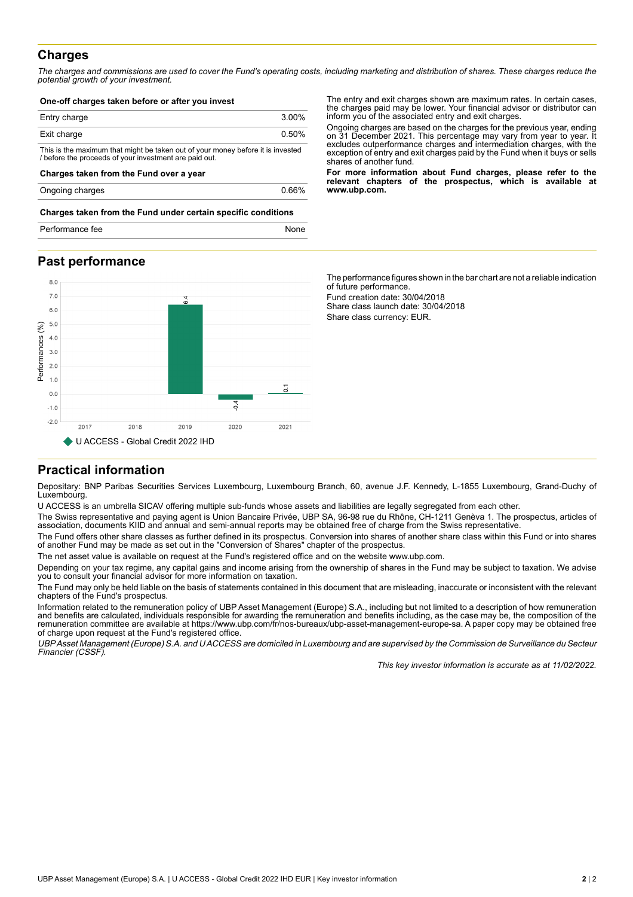## Charges

*The charges and commissions are used to cover the Fund's operating costs, including marketing and distribution of shares. These charges reduce the potential growth of your investment.*

| One-off charges taken before or after you invest | |
|---|---|
| Entry charge | 3.00% |
| Exit charge | 0.50% |

This is the maximum that might be taken out of your money before it is invested / before the proceeds of your investment are paid out.

| Charges taken from the Fund over a year | |
|---|---|
| Ongoing charges | 0.66% |

| Charges taken from the Fund under certain specific conditions | |
|---|---|
| Performance fee | None |

The entry and exit charges shown are maximum rates. In certain cases, the charges paid may be lower. Your financial advisor or distributor can inform you of the associated entry and exit charges.

Ongoing charges are based on the charges for the previous year, ending on 31 December 2021. This percentage may vary from year to year. It excludes outperformance charges and intermediation charges, with the exception of entry and exit charges paid by the Fund when it buys or sells shares of another fund.

**For more information about Fund charges, please refer to the relevant chapters of the prospectus, which is available at www.ubp.com.**

## Past performance

Performances (%)

8.0
7.0
6.0
5.0
4.0
3.0
2.0
1.0
0.0
-1.0
-2.0

6.4
-0.4
0.1

2017
2018
2019
2020
2021

U ACCESS - Global Credit 2022 IHD

The performance figures shown in the bar chart are not a reliable indication of future performance.

Fund creation date: 30/04/2018

Share class launch date: 30/04/2018

Share class currency: EUR.

## Practical information

Depositary: BNP Paribas Securities Services Luxembourg, Luxembourg Branch, 60, avenue J.F. Kennedy, L-1855 Luxembourg, Grand-Duchy of Luxembourg.

U ACCESS is an umbrella SICAV offering multiple sub-funds whose assets and liabilities are legally segregated from each other.

The Swiss representative and paying agent is Union Bancaire Privée, UBP SA, 96-98 rue du Rhône, CH-1211 Genèva 1. The prospectus, articles of association, documents KIID and annual and semi-annual reports may be obtained free of charge from the Swiss representative.

The Fund offers other share classes as further defined in its prospectus. Conversion into shares of another share class within this Fund or into shares of another Fund may be made as set out in the "Conversion of Shares" chapter of the prospectus.

The net asset value is available on request at the Fund's registered office and on the website www.ubp.com.

Depending on your tax regime, any capital gains and income arising from the ownership of shares in the Fund may be subject to taxation. We advise you to consult your financial advisor for more information on taxation.

The Fund may only be held liable on the basis of statements contained in this document that are misleading, inaccurate or inconsistent with the relevant chapters of the Fund's prospectus.

Information related to the remuneration policy of UBP Asset Management (Europe) S.A., including but not limited to a description of how remuneration and benefits are calculated, individuals responsible for awarding the remuneration and benefits including, as the case may be, the composition of the remuneration committee are available at https://www.ubp.com/fr/nos-bureaux/ubp-asset-management-europe-sa. A paper copy may be obtained free of charge upon request at the Fund's registered office.

*UBP Asset Management (Europe) S.A. and U ACCESS are domiciled in Luxembourg and are supervised by the Commission de Surveillance du Secteur Financier (CSSF).*

*This key investor information is accurate as at 11/02/2022.*